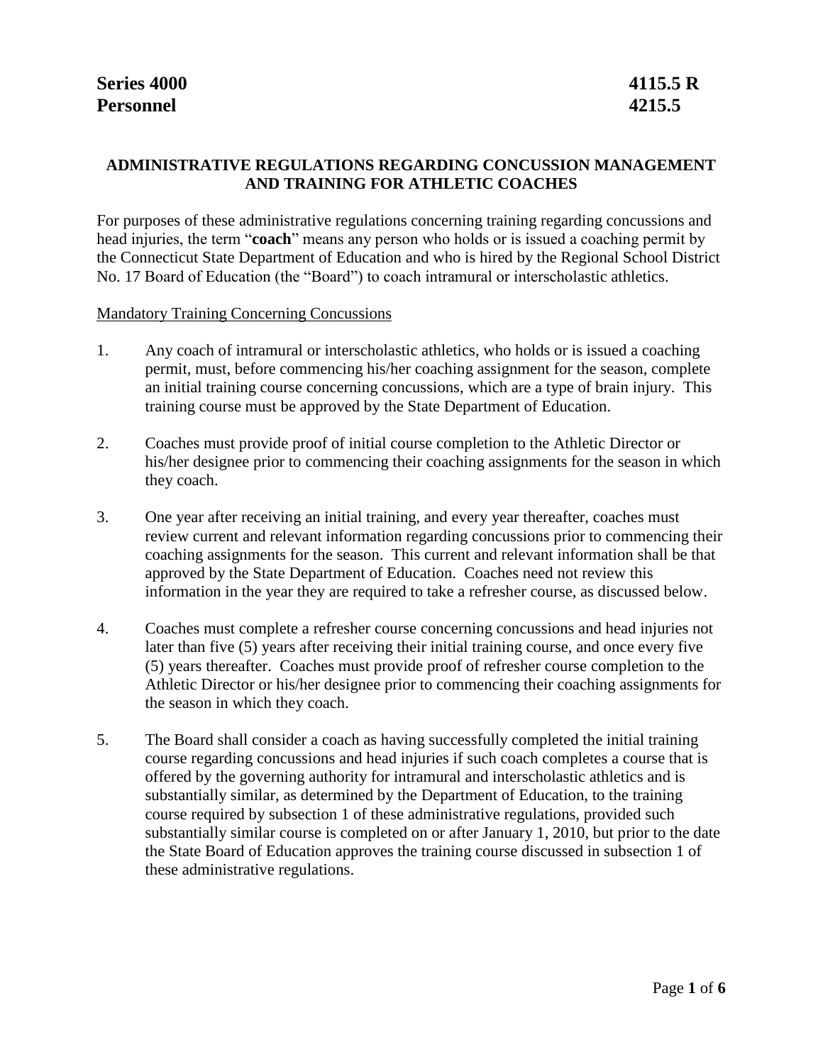**Series 4000** **4115.5 R**
**Personnel** **4215.5**

## ADMINISTRATIVE REGULATIONS REGARDING CONCUSSION MANAGEMENT AND TRAINING FOR ATHLETIC COACHES

For purposes of these administrative regulations concerning training regarding concussions and head injuries, the term "**coach**" means any person who holds or is issued a coaching permit by the Connecticut State Department of Education and who is hired by the Regional School District No. 17 Board of Education (the "Board") to coach intramural or interscholastic athletics.

<u>Mandatory Training Concerning Concussions</u>

1. Any coach of intramural or interscholastic athletics, who holds or is issued a coaching permit, must, before commencing his/her coaching assignment for the season, complete an initial training course concerning concussions, which are a type of brain injury. This training course must be approved by the State Department of Education.

2. Coaches must provide proof of initial course completion to the Athletic Director or his/her designee prior to commencing their coaching assignments for the season in which they coach.

3. One year after receiving an initial training, and every year thereafter, coaches must review current and relevant information regarding concussions prior to commencing their coaching assignments for the season. This current and relevant information shall be that approved by the State Department of Education. Coaches need not review this information in the year they are required to take a refresher course, as discussed below.

4. Coaches must complete a refresher course concerning concussions and head injuries not later than five (5) years after receiving their initial training course, and once every five (5) years thereafter. Coaches must provide proof of refresher course completion to the Athletic Director or his/her designee prior to commencing their coaching assignments for the season in which they coach.

5. The Board shall consider a coach as having successfully completed the initial training course regarding concussions and head injuries if such coach completes a course that is offered by the governing authority for intramural and interscholastic athletics and is substantially similar, as determined by the Department of Education, to the training course required by subsection 1 of these administrative regulations, provided such substantially similar course is completed on or after January 1, 2010, but prior to the date the State Board of Education approves the training course discussed in subsection 1 of these administrative regulations.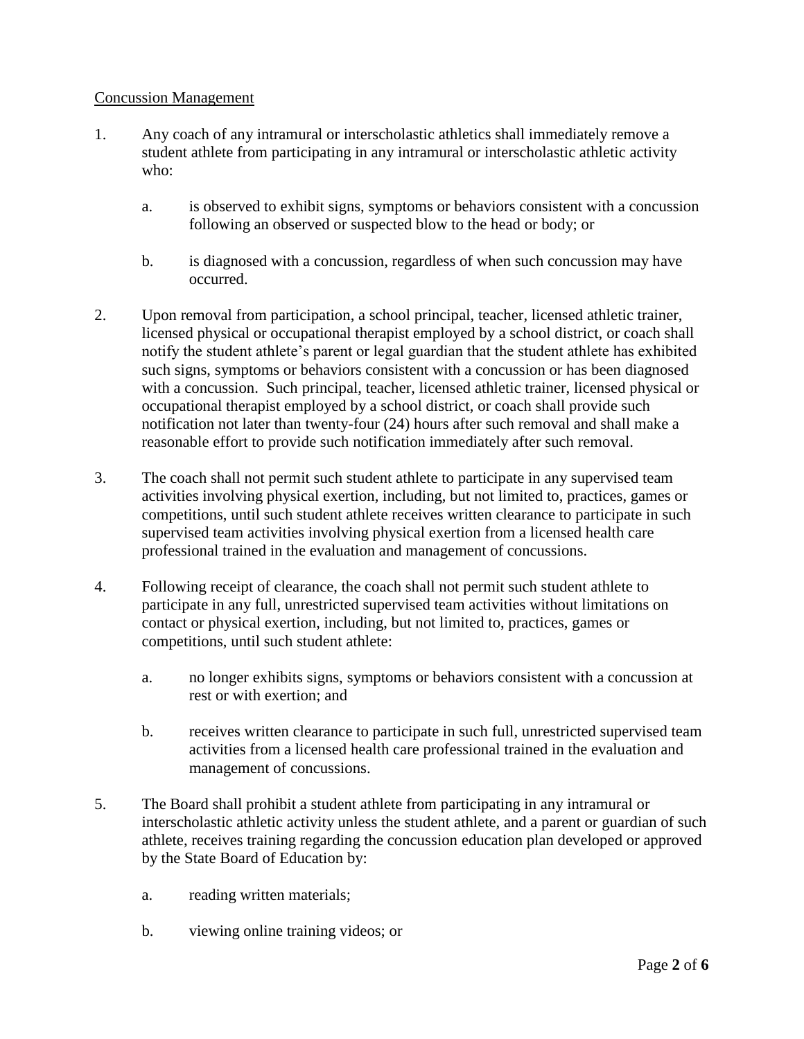Concussion Management

1. Any coach of any intramural or interscholastic athletics shall immediately remove a student athlete from participating in any intramural or interscholastic athletic activity who:

    a. is observed to exhibit signs, symptoms or behaviors consistent with a concussion following an observed or suspected blow to the head or body; or

    b. is diagnosed with a concussion, regardless of when such concussion may have occurred.

2. Upon removal from participation, a school principal, teacher, licensed athletic trainer, licensed physical or occupational therapist employed by a school district, or coach shall notify the student athlete's parent or legal guardian that the student athlete has exhibited such signs, symptoms or behaviors consistent with a concussion or has been diagnosed with a concussion. Such principal, teacher, licensed athletic trainer, licensed physical or occupational therapist employed by a school district, or coach shall provide such notification not later than twenty-four (24) hours after such removal and shall make a reasonable effort to provide such notification immediately after such removal.

3. The coach shall not permit such student athlete to participate in any supervised team activities involving physical exertion, including, but not limited to, practices, games or competitions, until such student athlete receives written clearance to participate in such supervised team activities involving physical exertion from a licensed health care professional trained in the evaluation and management of concussions.

4. Following receipt of clearance, the coach shall not permit such student athlete to participate in any full, unrestricted supervised team activities without limitations on contact or physical exertion, including, but not limited to, practices, games or competitions, until such student athlete:

    a. no longer exhibits signs, symptoms or behaviors consistent with a concussion at rest or with exertion; and

    b. receives written clearance to participate in such full, unrestricted supervised team activities from a licensed health care professional trained in the evaluation and management of concussions.

5. The Board shall prohibit a student athlete from participating in any intramural or interscholastic athletic activity unless the student athlete, and a parent or guardian of such athlete, receives training regarding the concussion education plan developed or approved by the State Board of Education by:

    a. reading written materials;

    b. viewing online training videos; or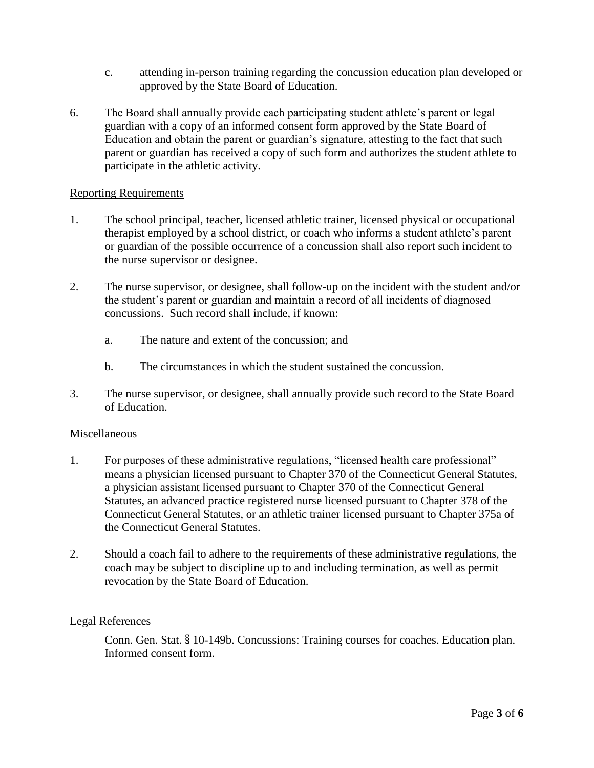c. attending in-person training regarding the concussion education plan developed or approved by the State Board of Education.

6. The Board shall annually provide each participating student athlete's parent or legal guardian with a copy of an informed consent form approved by the State Board of Education and obtain the parent or guardian's signature, attesting to the fact that such parent or guardian has received a copy of such form and authorizes the student athlete to participate in the athletic activity.

<u>Reporting Requirements</u>

1. The school principal, teacher, licensed athletic trainer, licensed physical or occupational therapist employed by a school district, or coach who informs a student athlete's parent or guardian of the possible occurrence of a concussion shall also report such incident to the nurse supervisor or designee.

2. The nurse supervisor, or designee, shall follow-up on the incident with the student and/or the student's parent or guardian and maintain a record of all incidents of diagnosed concussions. Such record shall include, if known:

   a. The nature and extent of the concussion; and

   b. The circumstances in which the student sustained the concussion.

3. The nurse supervisor, or designee, shall annually provide such record to the State Board of Education.

<u>Miscellaneous</u>

1. For purposes of these administrative regulations, "licensed health care professional" means a physician licensed pursuant to Chapter 370 of the Connecticut General Statutes, a physician assistant licensed pursuant to Chapter 370 of the Connecticut General Statutes, an advanced practice registered nurse licensed pursuant to Chapter 378 of the Connecticut General Statutes, or an athletic trainer licensed pursuant to Chapter 375a of the Connecticut General Statutes.

2. Should a coach fail to adhere to the requirements of these administrative regulations, the coach may be subject to discipline up to and including termination, as well as permit revocation by the State Board of Education.

Legal References

Conn. Gen. Stat. § 10-149b. Concussions: Training courses for coaches. Education plan. Informed consent form.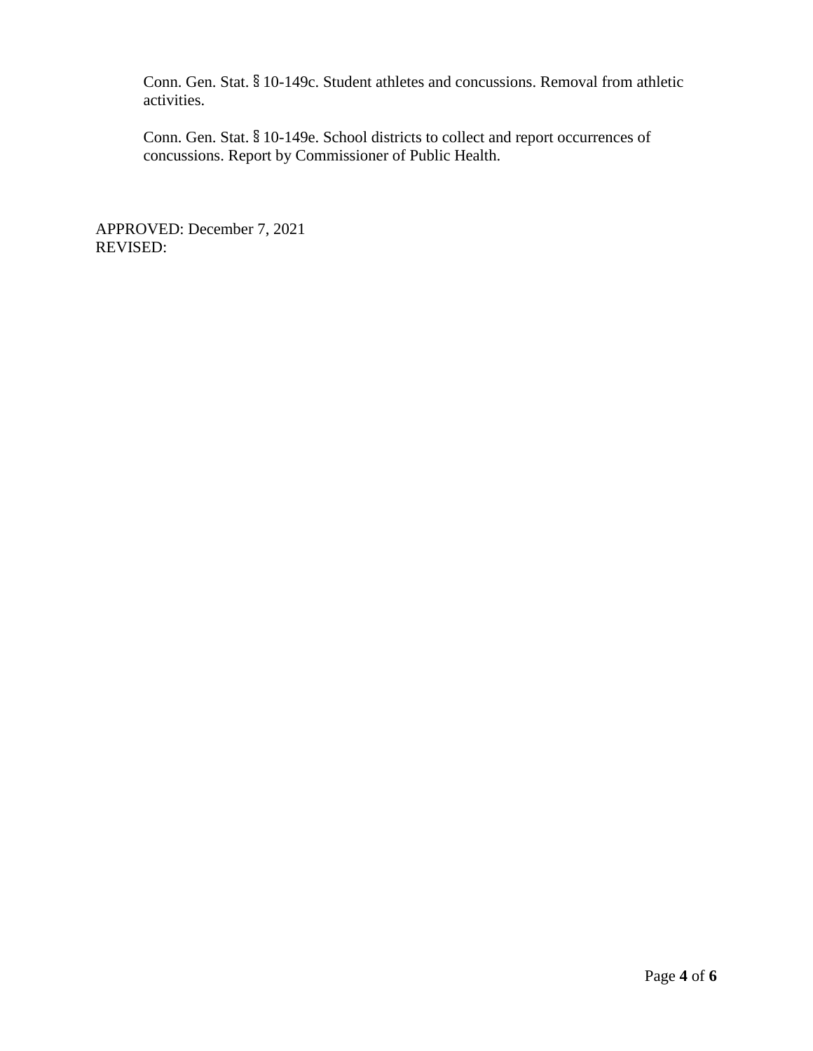Conn. Gen. Stat. § 10-149c. Student athletes and concussions. Removal from athletic activities.

Conn. Gen. Stat. § 10-149e. School districts to collect and report occurrences of concussions. Report by Commissioner of Public Health.

APPROVED: December 7, 2021
REVISED: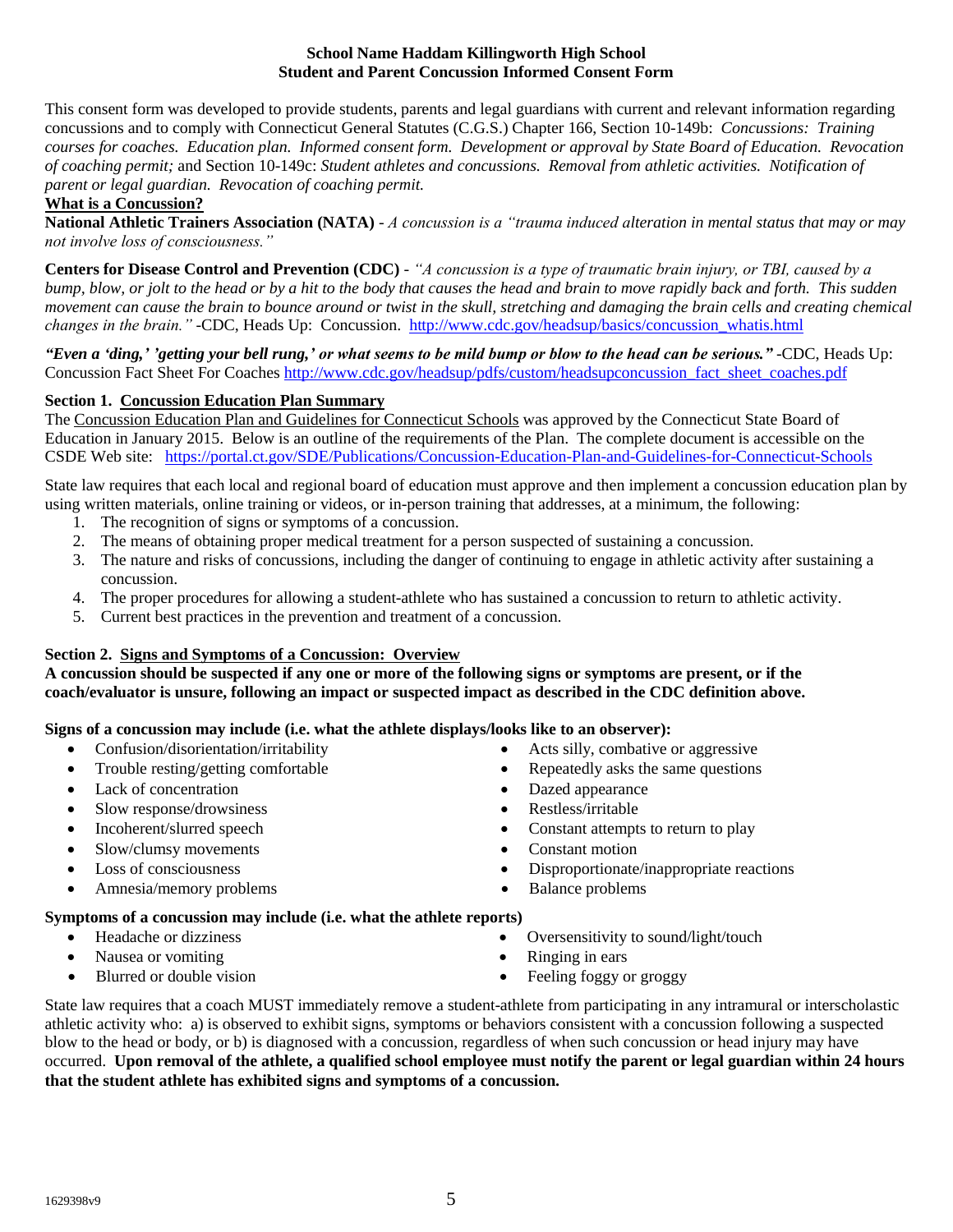**School Name Haddam Killingworth High School**
**Student and Parent Concussion Informed Consent Form**

This consent form was developed to provide students, parents and legal guardians with current and relevant information regarding concussions and to comply with Connecticut General Statutes (C.G.S.) Chapter 166, Section 10-149b: *Concussions: Training courses for coaches. Education plan. Informed consent form. Development or approval by State Board of Education. Revocation of coaching permit;* and Section 10-149c: *Student athletes and concussions. Removal from athletic activities. Notification of parent or legal guardian. Revocation of coaching permit.*

**What is a Concussion?**

**National Athletic Trainers Association (NATA)** - *A concussion is a "trauma induced alteration in mental status that may or may not involve loss of consciousness."*

**Centers for Disease Control and Prevention (CDC)** - *"A concussion is a type of traumatic brain injury, or TBI, caused by a bump, blow, or jolt to the head or by a hit to the body that causes the head and brain to move rapidly back and forth. This sudden movement can cause the brain to bounce around or twist in the skull, stretching and damaging the brain cells and creating chemical changes in the brain."* -CDC, Heads Up: Concussion. http://www.cdc.gov/headsup/basics/concussion_whatis.html

***"Even a 'ding,' 'getting your bell rung,' or what seems to be mild bump or blow to the head can be serious."*** -CDC, Heads Up: Concussion Fact Sheet For Coaches http://www.cdc.gov/headsup/pdfs/custom/headsupconcussion_fact_sheet_coaches.pdf

**Section 1. Concussion Education Plan Summary**

The Concussion Education Plan and Guidelines for Connecticut Schools was approved by the Connecticut State Board of Education in January 2015. Below is an outline of the requirements of the Plan. The complete document is accessible on the CSDE Web site: https://portal.ct.gov/SDE/Publications/Concussion-Education-Plan-and-Guidelines-for-Connecticut-Schools

State law requires that each local and regional board of education must approve and then implement a concussion education plan by using written materials, online training or videos, or in-person training that addresses, at a minimum, the following:

1. The recognition of signs or symptoms of a concussion.
2. The means of obtaining proper medical treatment for a person suspected of sustaining a concussion.
3. The nature and risks of concussions, including the danger of continuing to engage in athletic activity after sustaining a concussion.
4. The proper procedures for allowing a student-athlete who has sustained a concussion to return to athletic activity.
5. Current best practices in the prevention and treatment of a concussion.

**Section 2. Signs and Symptoms of a Concussion: Overview**

**A concussion should be suspected if any one or more of the following signs or symptoms are present, or if the coach/evaluator is unsure, following an impact or suspected impact as described in the CDC definition above.**

**Signs of a concussion may include (i.e. what the athlete displays/looks like to an observer):**

- Confusion/disorientation/irritability
- Trouble resting/getting comfortable
- Lack of concentration
- Slow response/drowsiness
- Incoherent/slurred speech
- Slow/clumsy movements
- Loss of consciousness
- Amnesia/memory problems
- Acts silly, combative or aggressive
- Repeatedly asks the same questions
- Dazed appearance
- Restless/irritable
- Constant attempts to return to play
- Constant motion
- Disproportionate/inappropriate reactions
- Balance problems

**Symptoms of a concussion may include (i.e. what the athlete reports)**

- Headache or dizziness
- Nausea or vomiting
- Blurred or double vision
- Oversensitivity to sound/light/touch
- Ringing in ears
- Feeling foggy or groggy

State law requires that a coach MUST immediately remove a student-athlete from participating in any intramural or interscholastic athletic activity who: a) is observed to exhibit signs, symptoms or behaviors consistent with a concussion following a suspected blow to the head or body, or b) is diagnosed with a concussion, regardless of when such concussion or head injury may have occurred. **Upon removal of the athlete, a qualified school employee must notify the parent or legal guardian within 24 hours that the student athlete has exhibited signs and symptoms of a concussion.**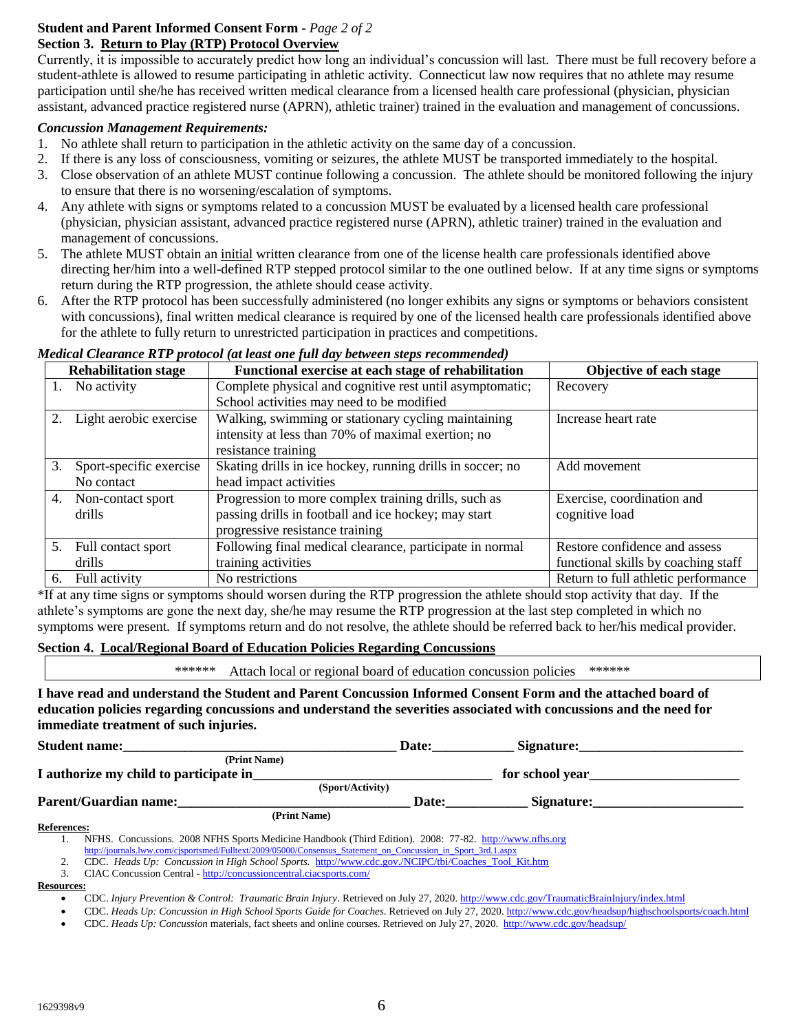**Student and Parent Informed Consent Form -** *Page 2 of 2*

## Section 3. Return to Play (RTP) Protocol Overview

Currently, it is impossible to accurately predict how long an individual's concussion will last. There must be full recovery before a student-athlete is allowed to resume participating in athletic activity. Connecticut law now requires that no athlete may resume participation until she/he has received written medical clearance from a licensed health care professional (physician, physician assistant, advanced practice registered nurse (APRN), athletic trainer) trained in the evaluation and management of concussions.

***Concussion Management Requirements:***

1. No athlete shall return to participation in the athletic activity on the same day of a concussion.
2. If there is any loss of consciousness, vomiting or seizures, the athlete MUST be transported immediately to the hospital.
3. Close observation of an athlete MUST continue following a concussion. The athlete should be monitored following the injury to ensure that there is no worsening/escalation of symptoms.
4. Any athlete with signs or symptoms related to a concussion MUST be evaluated by a licensed health care professional (physician, physician assistant, advanced practice registered nurse (APRN), athletic trainer) trained in the evaluation and management of concussions.
5. The athlete MUST obtain an initial written clearance from one of the license health care professionals identified above directing her/him into a well-defined RTP stepped protocol similar to the one outlined below. If at any time signs or symptoms return during the RTP progression, the athlete should cease activity.
6. After the RTP protocol has been successfully administered (no longer exhibits any signs or symptoms or behaviors consistent with concussions), final written medical clearance is required by one of the licensed health care professionals identified above for the athlete to fully return to unrestricted participation in practices and competitions.

***Medical Clearance RTP protocol (at least one full day between steps recommended)***

| Rehabilitation stage | Functional exercise at each stage of rehabilitation | Objective of each stage |
|---|---|---|
| 1. No activity | Complete physical and cognitive rest until asymptomatic; School activities may need to be modified | Recovery |
| 2. Light aerobic exercise | Walking, swimming or stationary cycling maintaining intensity at less than 70% of maximal exertion; no resistance training | Increase heart rate |
| 3. Sport-specific exercise No contact | Skating drills in ice hockey, running drills in soccer; no head impact activities | Add movement |
| 4. Non-contact sport drills | Progression to more complex training drills, such as passing drills in football and ice hockey; may start progressive resistance training | Exercise, coordination and cognitive load |
| 5. Full contact sport drills | Following final medical clearance, participate in normal training activities | Restore confidence and assess functional skills by coaching staff |
| 6. Full activity | No restrictions | Return to full athletic performance |

*If at any time signs or symptoms should worsen during the RTP progression the athlete should stop activity that day. If the athlete's symptoms are gone the next day, she/he may resume the RTP progression at the last step completed in which no symptoms were present. If symptoms return and do not resolve, the athlete should be referred back to her/his medical provider.

## Section 4. Local/Regional Board of Education Policies Regarding Concussions

****** Attach local or regional board of education concussion policies ******

**I have read and understand the Student and Parent Concussion Informed Consent Form and the attached board of education policies regarding concussions and understand the severities associated with concussions and the need for immediate treatment of such injuries.**

**Student name:**\_\_\_\_\_\_\_\_\_\_\_\_\_\_\_\_\_\_\_\_\_\_\_\_\_\_\_\_\_\_\_\_ **Date:**\_\_\_\_\_\_\_\_\_\_ **Signature:**\_\_\_\_\_\_\_\_\_\_\_\_\_\_\_\_\_\_\_\_
(Print Name)

**I authorize my child to participate in**\_\_\_\_\_\_\_\_\_\_\_\_\_\_\_\_\_\_\_\_\_\_\_\_\_\_\_\_ **for school year**\_\_\_\_\_\_\_\_\_\_\_\_\_\_\_\_\_\_
(Sport/Activity)

**Parent/Guardian name:**\_\_\_\_\_\_\_\_\_\_\_\_\_\_\_\_\_\_\_\_\_\_\_\_\_\_\_\_ **Date:**\_\_\_\_\_\_\_\_\_\_ **Signature:**\_\_\_\_\_\_\_\_\_\_\_\_\_\_\_\_\_\_\_\_
(Print Name)

**References:**

1. NFHS. Concussions. 2008 NFHS Sports Medicine Handbook (Third Edition). 2008: 77-82. http://www.nfhs.org http://journals.lww.com/cjsportsmed/Fulltext/2009/05000/Consensus_Statement_on_Concussion_in_Sport_3rd.1.aspx
2. CDC. *Heads Up: Concussion in High School Sports.* http://www.cdc.gov./NCIPC/tbi/Coaches_Tool_Kit.htm
3. CIAC Concussion Central - http://concussioncentral.ciacsports.com/

**Resources:**

- CDC. *Injury Prevention & Control: Traumatic Brain Injury*. Retrieved on July 27, 2020. http://www.cdc.gov/TraumaticBrainInjury/index.html
- CDC. *Heads Up: Concussion in High School Sports Guide for Coaches*. Retrieved on July 27, 2020. http://www.cdc.gov/headsup/highschoolsports/coach.html
- CDC. *Heads Up: Concussion* materials, fact sheets and online courses. Retrieved on July 27, 2020. http://www.cdc.gov/headsup/

1629398v9